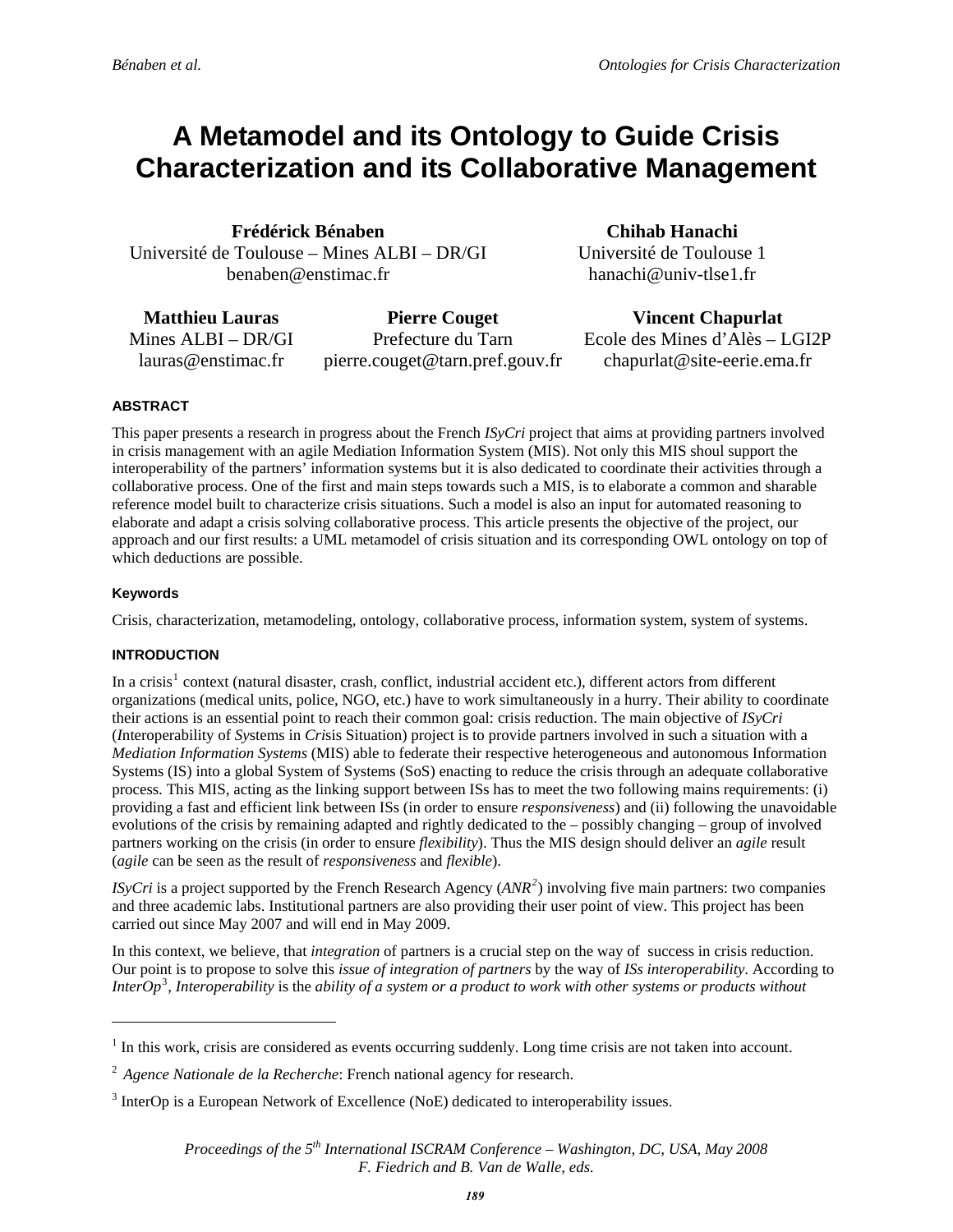# A Metamodel and its Ontology to Guide Crisis Characterization and its Collaborative Management

**Frédérick Bénaben**
Université de Toulouse – Mines ALBI – DR/GI
benaben@enstimac.fr

**Chihab Hanachi**
Université de Toulouse 1
hanachi@univ-tlse1.fr

**Matthieu Lauras**
Mines ALBI – DR/GI
lauras@enstimac.fr

**Pierre Couget**
Prefecture du Tarn
pierre.couget@tarn.pref.gouv.fr

**Vincent Chapurlat**
Ecole des Mines d'Alès – LGI2P
chapurlat@site-eerie.ema.fr

## ABSTRACT

This paper presents a research in progress about the French *ISyCri* project that aims at providing partners involved in crisis management with an agile Mediation Information System (MIS). Not only this MIS shoul support the interoperability of the partners' information systems but it is also dedicated to coordinate their activities through a collaborative process. One of the first and main steps towards such a MIS, is to elaborate a common and sharable reference model built to characterize crisis situations. Such a model is also an input for automated reasoning to elaborate and adapt a crisis solving collaborative process. This article presents the objective of the project, our approach and our first results: a UML metamodel of crisis situation and its corresponding OWL ontology on top of which deductions are possible.

### Keywords

Crisis, characterization, metamodeling, ontology, collaborative process, information system, system of systems.

## INTRODUCTION

In a crisis[1] context (natural disaster, crash, conflict, industrial accident etc.), different actors from different organizations (medical units, police, NGO, etc.) have to work simultaneously in a hurry. Their ability to coordinate their actions is an essential point to reach their common goal: crisis reduction. The main objective of *ISyCri* (*I*nteroperability of *Sy*stems in *Cri*sis Situation) project is to provide partners involved in such a situation with a *Mediation Information Systems* (MIS) able to federate their respective heterogeneous and autonomous Information Systems (IS) into a global System of Systems (SoS) enacting to reduce the crisis through an adequate collaborative process. This MIS, acting as the linking support between ISs has to meet the two following mains requirements: (i) providing a fast and efficient link between ISs (in order to ensure *responsiveness*) and (ii) following the unavoidable evolutions of the crisis by remaining adapted and rightly dedicated to the – possibly changing – group of involved partners working on the crisis (in order to ensure *flexibility*). Thus the MIS design should deliver an *agile* result (*agile* can be seen as the result of *responsiveness* and *flexible*).

*ISyCri* is a project supported by the French Research Agency (*ANR*[2]) involving five main partners: two companies and three academic labs. Institutional partners are also providing their user point of view. This project has been carried out since May 2007 and will end in May 2009.

In this context, we believe, that *integration* of partners is a crucial step on the way of success in crisis reduction. Our point is to propose to solve this *issue of integration of partners* by the way of *ISs interoperability*. According to *InterOp*[3], *Interoperability* is the *ability of a system or a product to work with other systems or products without*

---

[1] In this work, crisis are considered as events occurring suddenly. Long time crisis are not taken into account.

[2] *Agence Nationale de la Recherche*: French national agency for research.

[3] InterOp is a European Network of Excellence (NoE) dedicated to interoperability issues.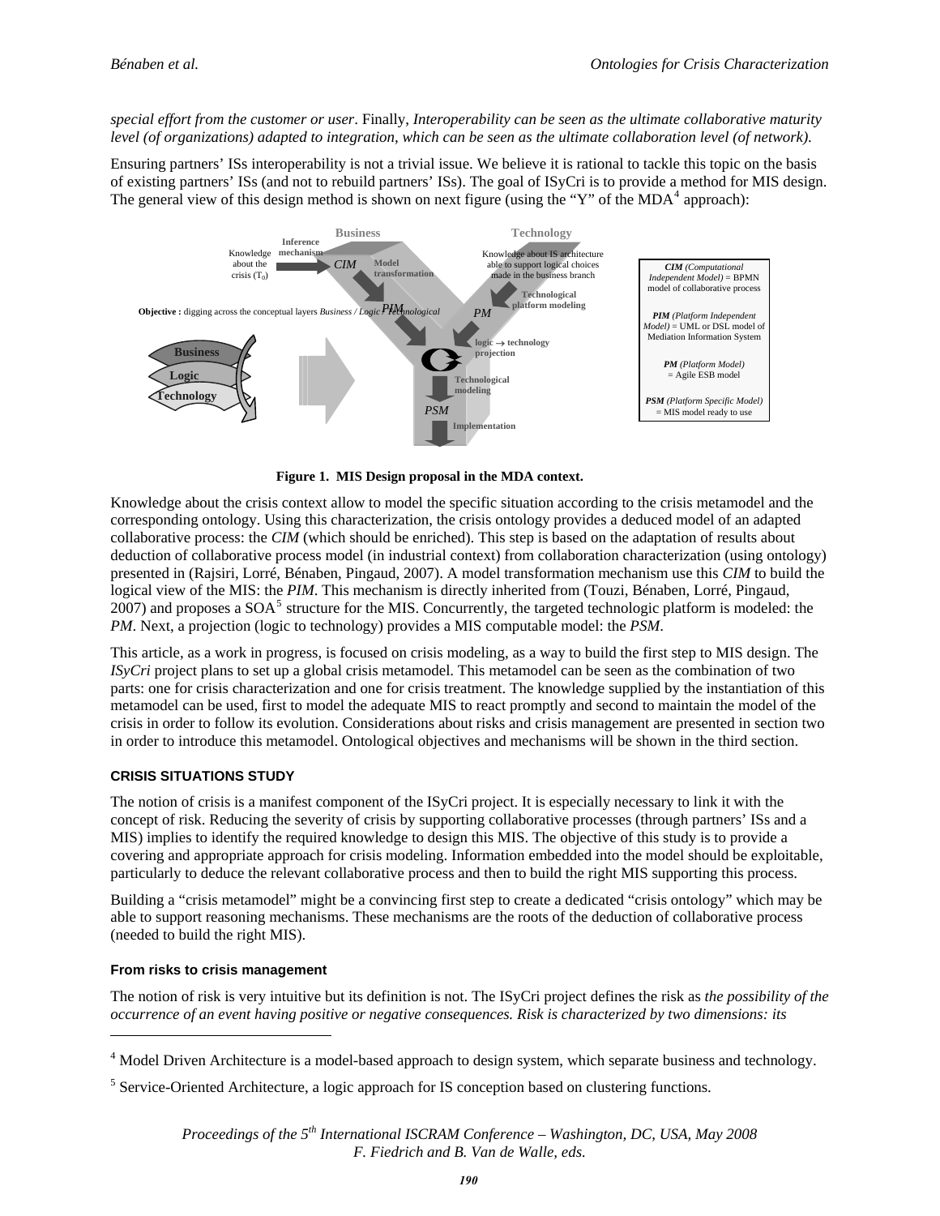*special effort from the customer or user*. Finally, *Interoperability can be seen as the ultimate collaborative maturity level (of organizations) adapted to integration, which can be seen as the ultimate collaboration level (of network).*

Ensuring partners' ISs interoperability is not a trivial issue. We believe it is rational to tackle this topic on the basis of existing partners' ISs (and not to rebuild partners' ISs). The goal of ISyCri is to provide a method for MIS design. The general view of this design method is shown on next figure (using the "Y" of the MDA[4] approach):

**Figure 1. MIS Design proposal in the MDA context.**

Knowledge about the crisis context allow to model the specific situation according to the crisis metamodel and the corresponding ontology. Using this characterization, the crisis ontology provides a deduced model of an adapted collaborative process: the *CIM* (which should be enriched). This step is based on the adaptation of results about deduction of collaborative process model (in industrial context) from collaboration characterization (using ontology) presented in (Rajsiri, Lorré, Bénaben, Pingaud, 2007). A model transformation mechanism use this *CIM* to build the logical view of the MIS: the *PIM*. This mechanism is directly inherited from (Touzi, Bénaben, Lorré, Pingaud, 2007) and proposes a SOA[5] structure for the MIS. Concurrently, the targeted technologic platform is modeled: the *PM*. Next, a projection (logic to technology) provides a MIS computable model: the *PSM*.

This article, as a work in progress, is focused on crisis modeling, as a way to build the first step to MIS design. The *ISyCri* project plans to set up a global crisis metamodel. This metamodel can be seen as the combination of two parts: one for crisis characterization and one for crisis treatment. The knowledge supplied by the instantiation of this metamodel can be used, first to model the adequate MIS to react promptly and second to maintain the model of the crisis in order to follow its evolution. Considerations about risks and crisis management are presented in section two in order to introduce this metamodel. Ontological objectives and mechanisms will be shown in the third section.

## CRISIS SITUATIONS STUDY

The notion of crisis is a manifest component of the ISyCri project. It is especially necessary to link it with the concept of risk. Reducing the severity of crisis by supporting collaborative processes (through partners' ISs and a MIS) implies to identify the required knowledge to design this MIS. The objective of this study is to provide a covering and appropriate approach for crisis modeling. Information embedded into the model should be exploitable, particularly to deduce the relevant collaborative process and then to build the right MIS supporting this process.

Building a "crisis metamodel" might be a convincing first step to create a dedicated "crisis ontology" which may be able to support reasoning mechanisms. These mechanisms are the roots of the deduction of collaborative process (needed to build the right MIS).

### From risks to crisis management

The notion of risk is very intuitive but its definition is not. The ISyCri project defines the risk as *the possibility of the occurrence of an event having positive or negative consequences. Risk is characterized by two dimensions: its*

[4] Model Driven Architecture is a model-based approach to design system, which separate business and technology.

[5] Service-Oriented Architecture, a logic approach for IS conception based on clustering functions.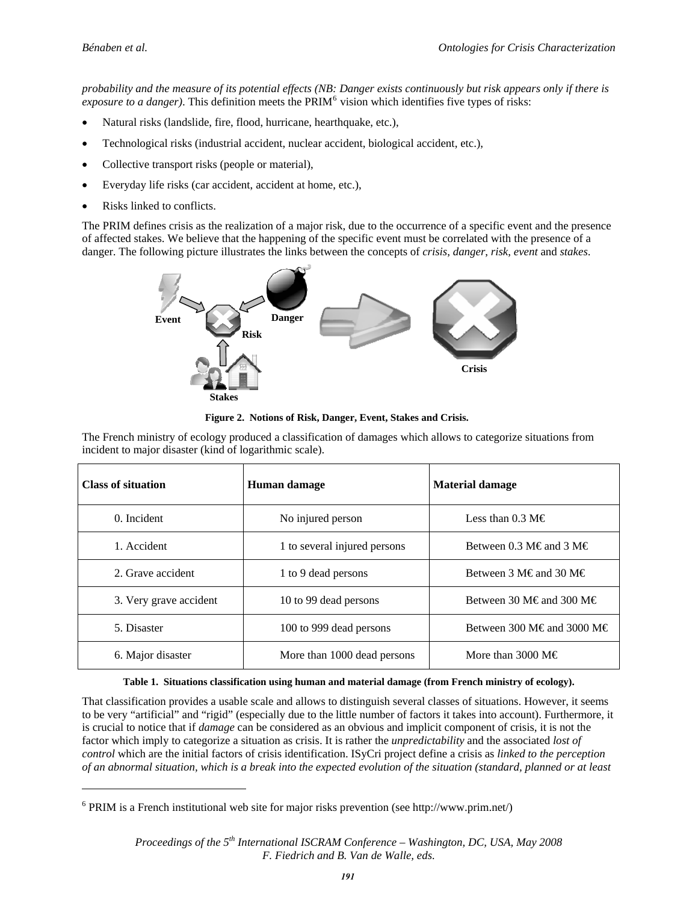*probability and the measure of its potential effects (NB: Danger exists continuously but risk appears only if there is exposure to a danger)*. This definition meets the PRIM[6] vision which identifies five types of risks:

- Natural risks (landslide, fire, flood, hurricane, hearthquake, etc.),
- Technological risks (industrial accident, nuclear accident, biological accident, etc.),
- Collective transport risks (people or material),
- Everyday life risks (car accident, accident at home, etc.),
- Risks linked to conflicts.

The PRIM defines crisis as the realization of a major risk, due to the occurrence of a specific event and the presence of affected stakes. We believe that the happening of the specific event must be correlated with the presence of a danger. The following picture illustrates the links between the concepts of *crisis*, *danger*, *risk*, *event* and *stakes*.

Event Danger Risk Stakes Crisis

**Figure 2. Notions of Risk, Danger, Event, Stakes and Crisis.**

The French ministry of ecology produced a classification of damages which allows to categorize situations from incident to major disaster (kind of logarithmic scale).

| Class of situation | Human damage | Material damage |
|---|---|---|
| 0. Incident | No injured person | Less than 0.3 M€ |
| 1. Accident | 1 to several injured persons | Between 0.3 M€ and 3 M€ |
| 2. Grave accident | 1 to 9 dead persons | Between 3 M€ and 30 M€ |
| 3. Very grave accident | 10 to 99 dead persons | Between 30 M€ and 300 M€ |
| 5. Disaster | 100 to 999 dead persons | Between 300 M€ and 3000 M€ |
| 6. Major disaster | More than 1000 dead persons | More than 3000 M€ |

**Table 1. Situations classification using human and material damage (from French ministry of ecology).**

That classification provides a usable scale and allows to distinguish several classes of situations. However, it seems to be very "artificial" and "rigid" (especially due to the little number of factors it takes into account). Furthermore, it is crucial to notice that if *damage* can be considered as an obvious and implicit component of crisis, it is not the factor which imply to categorize a situation as crisis. It is rather the *unpredictability* and the associated *lost of control* which are the initial factors of crisis identification. ISyCri project define a crisis as *linked to the perception of an abnormal situation, which is a break into the expected evolution of the situation (standard, planned or at least*

[6] PRIM is a French institutional web site for major risks prevention (see http://www.prim.net/)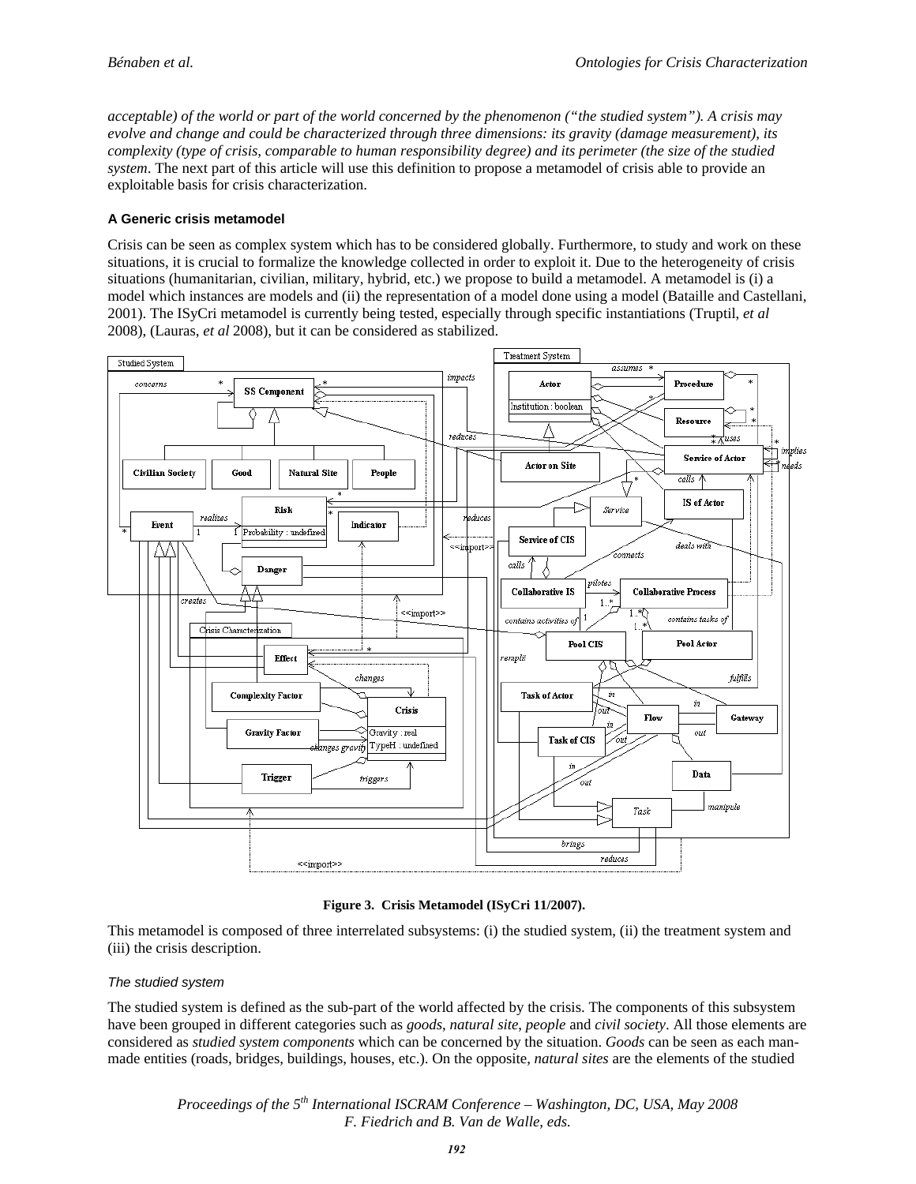*acceptable) of the world or part of the world concerned by the phenomenon ("the studied system"). A crisis may evolve and change and could be characterized through three dimensions: its gravity (damage measurement), its complexity (type of crisis, comparable to human responsibility degree) and its perimeter (the size of the studied system*. The next part of this article will use this definition to propose a metamodel of crisis able to provide an exploitable basis for crisis characterization.

### A Generic crisis metamodel

Crisis can be seen as complex system which has to be considered globally. Furthermore, to study and work on these situations, it is crucial to formalize the knowledge collected in order to exploit it. Due to the heterogeneity of crisis situations (humanitarian, civilian, military, hybrid, etc.) we propose to build a metamodel. A metamodel is (i) a model which instances are models and (ii) the representation of a model done using a model (Bataille and Castellani, 2001). The ISyCri metamodel is currently being tested, especially through specific instantiations (Truptil, *et al* 2008), (Lauras, *et al* 2008), but it can be considered as stabilized.

**Figure 3. Crisis Metamodel (ISyCri 11/2007).**

This metamodel is composed of three interrelated subsystems: (i) the studied system, (ii) the treatment system and (iii) the crisis description.

#### *The studied system*

The studied system is defined as the sub-part of the world affected by the crisis. The components of this subsystem have been grouped in different categories such as *goods*, *natural site*, *people* and *civil society*. All those elements are considered as *studied system components* which can be concerned by the situation. *Goods* can be seen as each man-made entities (roads, bridges, buildings, houses, etc.). On the opposite, *natural sites* are the elements of the studied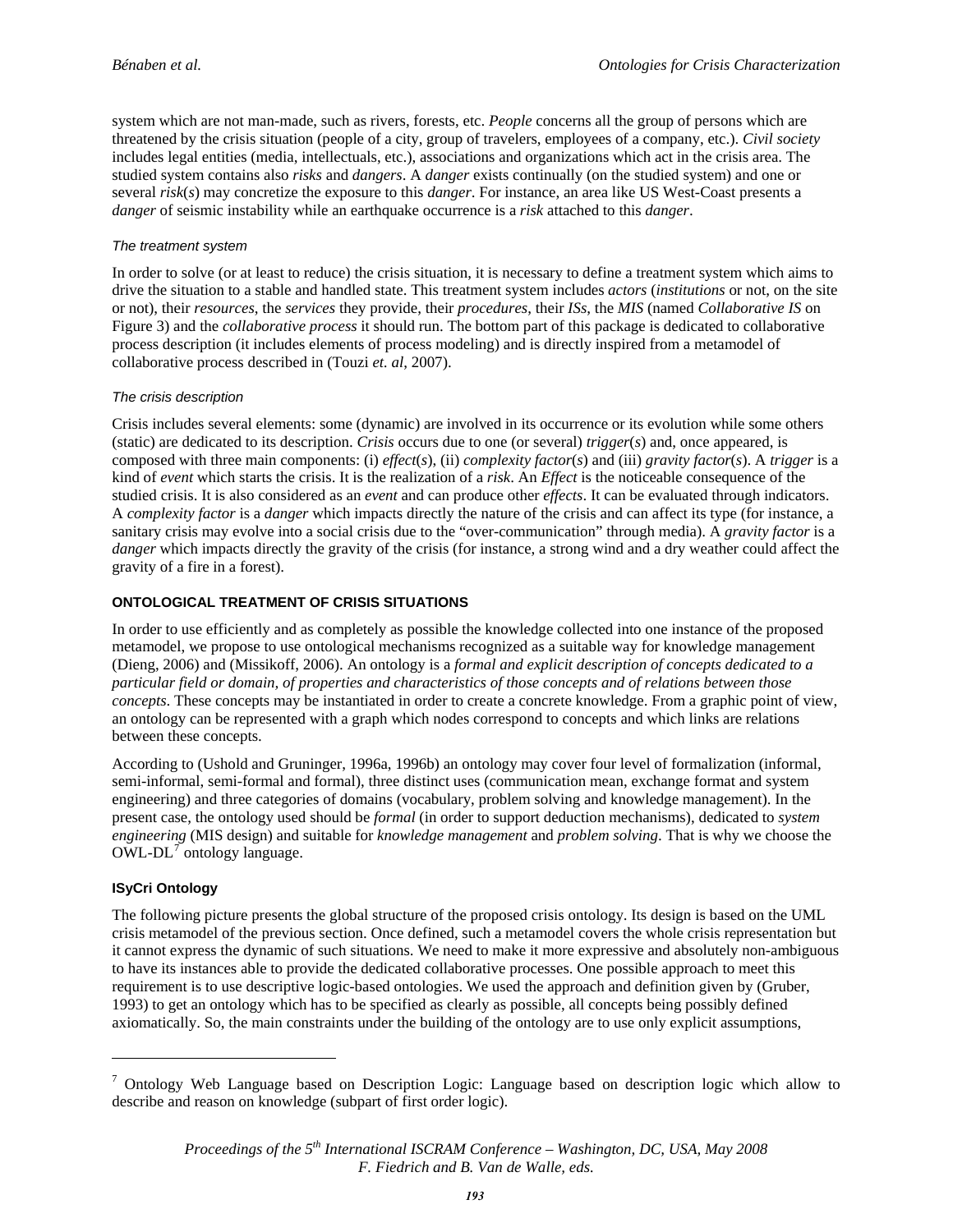system which are not man-made, such as rivers, forests, etc. *People* concerns all the group of persons which are threatened by the crisis situation (people of a city, group of travelers, employees of a company, etc.). *Civil society* includes legal entities (media, intellectuals, etc.), associations and organizations which act in the crisis area. The studied system contains also *risks* and *dangers*. A *danger* exists continually (on the studied system) and one or several *risk*(*s*) may concretize the exposure to this *danger*. For instance, an area like US West-Coast presents a *danger* of seismic instability while an earthquake occurrence is a *risk* attached to this *danger*.

#### *The treatment system*

In order to solve (or at least to reduce) the crisis situation, it is necessary to define a treatment system which aims to drive the situation to a stable and handled state. This treatment system includes *actors* (*institutions* or not, on the site or not), their *resources*, the *services* they provide, their *procedures*, their *ISs*, the *MIS* (named *Collaborative IS* on Figure 3) and the *collaborative process* it should run. The bottom part of this package is dedicated to collaborative process description (it includes elements of process modeling) and is directly inspired from a metamodel of collaborative process described in (Touzi *et. al*, 2007).

#### *The crisis description*

Crisis includes several elements: some (dynamic) are involved in its occurrence or its evolution while some others (static) are dedicated to its description. *Crisis* occurs due to one (or several) *trigger*(*s*) and, once appeared, is composed with three main components: (i) *effect*(*s*), (ii) *complexity factor*(*s*) and (iii) *gravity factor*(*s*). A *trigger* is a kind of *event* which starts the crisis. It is the realization of a *risk*. An *Effect* is the noticeable consequence of the studied crisis. It is also considered as an *event* and can produce other *effects*. It can be evaluated through indicators. A *complexity factor* is a *danger* which impacts directly the nature of the crisis and can affect its type (for instance, a sanitary crisis may evolve into a social crisis due to the "over-communication" through media). A *gravity factor* is a *danger* which impacts directly the gravity of the crisis (for instance, a strong wind and a dry weather could affect the gravity of a fire in a forest).

## ONTOLOGICAL TREATMENT OF CRISIS SITUATIONS

In order to use efficiently and as completely as possible the knowledge collected into one instance of the proposed metamodel, we propose to use ontological mechanisms recognized as a suitable way for knowledge management (Dieng, 2006) and (Missikoff, 2006). An ontology is a *formal and explicit description of concepts dedicated to a particular field or domain, of properties and characteristics of those concepts and of relations between those concepts*. These concepts may be instantiated in order to create a concrete knowledge. From a graphic point of view, an ontology can be represented with a graph which nodes correspond to concepts and which links are relations between these concepts.

According to (Ushold and Gruninger, 1996a, 1996b) an ontology may cover four level of formalization (informal, semi-informal, semi-formal and formal), three distinct uses (communication mean, exchange format and system engineering) and three categories of domains (vocabulary, problem solving and knowledge management). In the present case, the ontology used should be *formal* (in order to support deduction mechanisms), dedicated to *system engineering* (MIS design) and suitable for *knowledge management* and *problem solving*. That is why we choose the OWL-DL[7] ontology language.

### ISyCri Ontology

The following picture presents the global structure of the proposed crisis ontology. Its design is based on the UML crisis metamodel of the previous section. Once defined, such a metamodel covers the whole crisis representation but it cannot express the dynamic of such situations. We need to make it more expressive and absolutely non-ambiguous to have its instances able to provide the dedicated collaborative processes. One possible approach to meet this requirement is to use descriptive logic-based ontologies. We used the approach and definition given by (Gruber, 1993) to get an ontology which has to be specified as clearly as possible, all concepts being possibly defined axiomatically. So, the main constraints under the building of the ontology are to use only explicit assumptions,

[7] Ontology Web Language based on Description Logic: Language based on description logic which allow to describe and reason on knowledge (subpart of first order logic).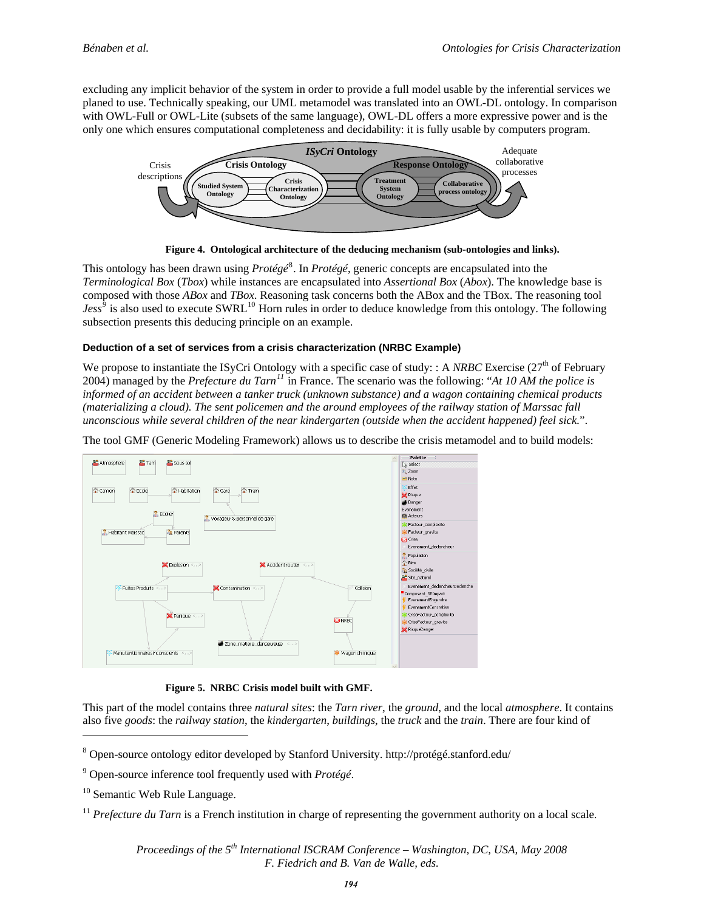excluding any implicit behavior of the system in order to provide a full model usable by the inferential services we planed to use. Technically speaking, our UML metamodel was translated into an OWL-DL ontology. In comparison with OWL-Full or OWL-Lite (subsets of the same language), OWL-DL offers a more expressive power and is the only one which ensures computational completeness and decidability: it is fully usable by computers program.

**Figure 4. Ontological architecture of the deducing mechanism (sub-ontologies and links).**

This ontology has been drawn using *Protégé*[8]. In *Protégé*, generic concepts are encapsulated into the *Terminological Box* (*Tbox*) while instances are encapsulated into *Assertional Box* (*Abox*). The knowledge base is composed with those *ABox* and *TBox*. Reasoning task concerns both the ABox and the TBox. The reasoning tool *Jess*[9] is also used to execute SWRL[10] Horn rules in order to deduce knowledge from this ontology. The following subsection presents this deducing principle on an example.

### Deduction of a set of services from a crisis characterization (NRBC Example)

We propose to instantiate the ISyCri Ontology with a specific case of study: : A *NRBC* Exercise (27th of February 2004) managed by the *Prefecture du Tarn*[11] in France. The scenario was the following: "*At 10 AM the police is informed of an accident between a tanker truck (unknown substance) and a wagon containing chemical products (materializing a cloud). The sent policemen and the around employees of the railway station of Marssac fall unconscious while several children of the near kindergarten (outside when the accident happened) feel sick.*".

The tool GMF (Generic Modeling Framework) allows us to describe the crisis metamodel and to build models:

**Figure 5. NRBC Crisis model built with GMF.**

This part of the model contains three *natural sites*: the *Tarn river*, the *ground*, and the local *atmosphere*. It contains also five *goods*: the *railway station*, the *kindergarten*, *buildings*, the *truck* and the *train*. There are four kind of

---

[8] Open-source ontology editor developed by Stanford University. http://protégé.stanford.edu/

[9] Open-source inference tool frequently used with *Protégé*.

[10] Semantic Web Rule Language.

[11] *Prefecture du Tarn* is a French institution in charge of representing the government authority on a local scale.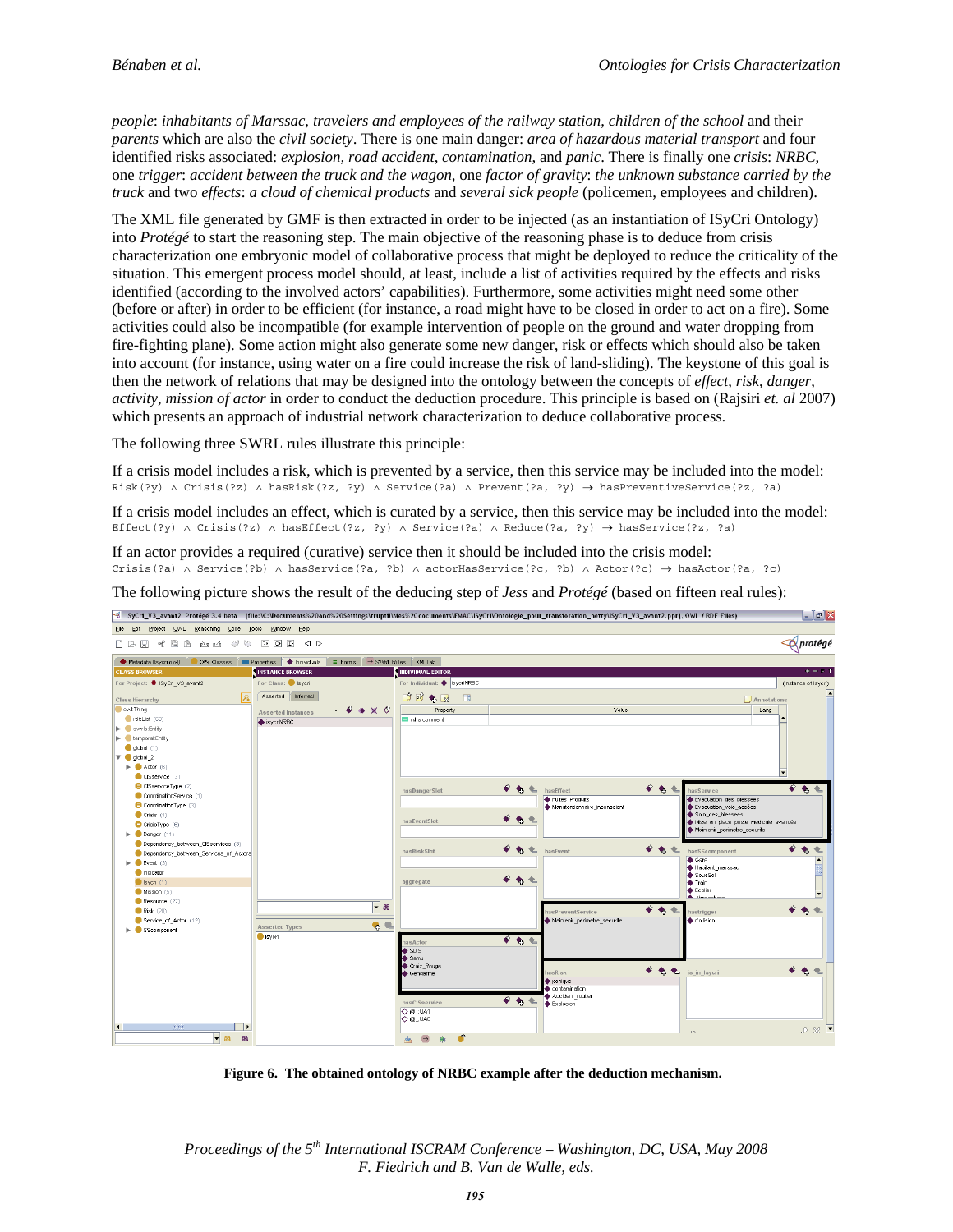*people*: *inhabitants of Marssac*, *travelers and employees of the railway station*, *children of the school* and their *parents* which are also the *civil society*. There is one main danger: *area of hazardous material transport* and four identified risks associated: *explosion*, *road accident*, *contamination*, and *panic*. There is finally one *crisis*: *NRBC*, one *trigger*: *accident between the truck and the wagon*, one *factor of gravity*: *the unknown substance carried by the truck* and two *effects*: *a cloud of chemical products* and *several sick people* (policemen, employees and children).

The XML file generated by GMF is then extracted in order to be injected (as an instantiation of ISyCri Ontology) into *Protégé* to start the reasoning step. The main objective of the reasoning phase is to deduce from crisis characterization one embryonic model of collaborative process that might be deployed to reduce the criticality of the situation. This emergent process model should, at least, include a list of activities required by the effects and risks identified (according to the involved actors' capabilities). Furthermore, some activities might need some other (before or after) in order to be efficient (for instance, a road might have to be closed in order to act on a fire). Some activities could also be incompatible (for example intervention of people on the ground and water dropping from fire-fighting plane). Some action might also generate some new danger, risk or effects which should also be taken into account (for instance, using water on a fire could increase the risk of land-sliding). The keystone of this goal is then the network of relations that may be designed into the ontology between the concepts of *effect*, *risk*, *danger*, *activity*, *mission of actor* in order to conduct the deduction procedure. This principle is based on (Rajsiri *et. al* 2007) which presents an approach of industrial network characterization to deduce collaborative process.

The following three SWRL rules illustrate this principle:

If a crisis model includes a risk, which is prevented by a service, then this service may be included into the model:

```
Risk(?y) ∧ Crisis(?z) ∧ hasRisk(?z, ?y) ∧ Service(?a) ∧ Prevent(?a, ?y) → hasPreventiveService(?z, ?a)
```

If a crisis model includes an effect, which is curated by a service, then this service may be included into the model:

```
Effect(?y) ∧ Crisis(?z) ∧ hasEffect(?z, ?y) ∧ Service(?a) ∧ Reduce(?a, ?y) → hasService(?z, ?a)
```

If an actor provides a required (curative) service then it should be included into the crisis model:

```
Crisis(?a) ∧ Service(?b) ∧ hasService(?a, ?b) ∧ actorHasService(?c, ?b) ∧ Actor(?c) → hasActor(?a, ?c)
```

The following picture shows the result of the deducing step of *Jess* and *Protégé* (based on fifteen real rules):

**Figure 6. The obtained ontology of NRBC example after the deduction mechanism.**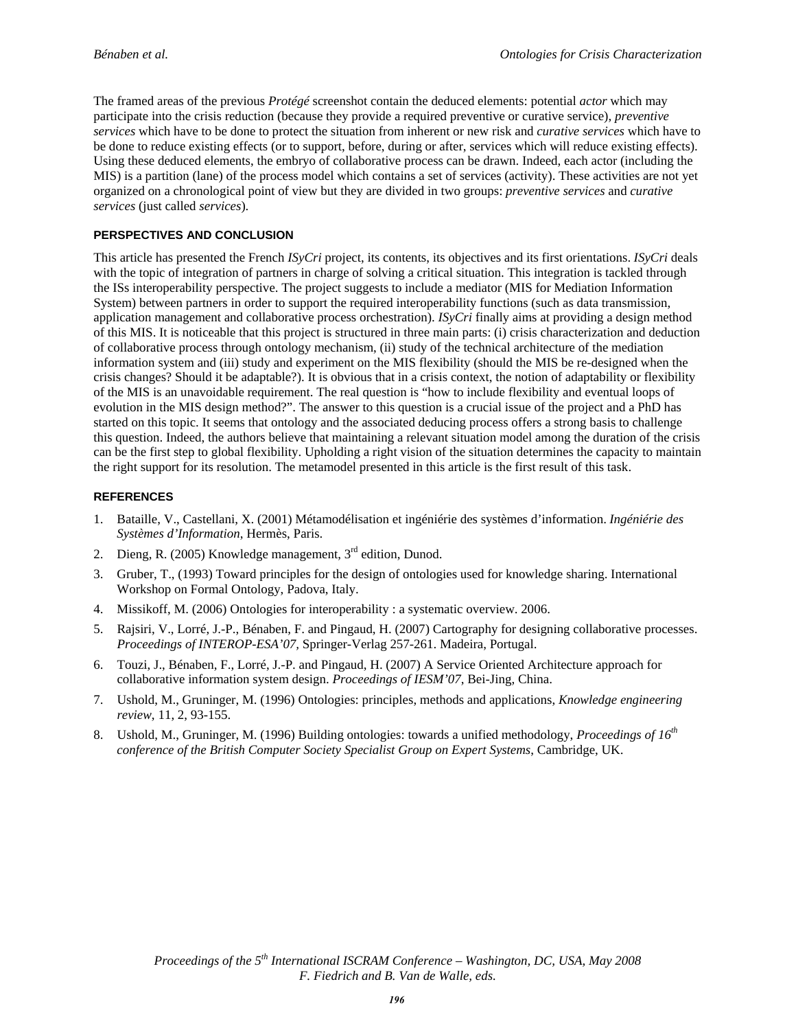The framed areas of the previous *Protégé* screenshot contain the deduced elements: potential *actor* which may participate into the crisis reduction (because they provide a required preventive or curative service), *preventive services* which have to be done to protect the situation from inherent or new risk and *curative services* which have to be done to reduce existing effects (or to support, before, during or after, services which will reduce existing effects). Using these deduced elements, the embryo of collaborative process can be drawn. Indeed, each actor (including the MIS) is a partition (lane) of the process model which contains a set of services (activity). These activities are not yet organized on a chronological point of view but they are divided in two groups: *preventive services* and *curative services* (just called *services*).

## PERSPECTIVES AND CONCLUSION

This article has presented the French *ISyCri* project, its contents, its objectives and its first orientations. *ISyCri* deals with the topic of integration of partners in charge of solving a critical situation. This integration is tackled through the ISs interoperability perspective. The project suggests to include a mediator (MIS for Mediation Information System) between partners in order to support the required interoperability functions (such as data transmission, application management and collaborative process orchestration). *ISyCri* finally aims at providing a design method of this MIS. It is noticeable that this project is structured in three main parts: (i) crisis characterization and deduction of collaborative process through ontology mechanism, (ii) study of the technical architecture of the mediation information system and (iii) study and experiment on the MIS flexibility (should the MIS be re-designed when the crisis changes? Should it be adaptable?). It is obvious that in a crisis context, the notion of adaptability or flexibility of the MIS is an unavoidable requirement. The real question is "how to include flexibility and eventual loops of evolution in the MIS design method?". The answer to this question is a crucial issue of the project and a PhD has started on this topic. It seems that ontology and the associated deducing process offers a strong basis to challenge this question. Indeed, the authors believe that maintaining a relevant situation model among the duration of the crisis can be the first step to global flexibility. Upholding a right vision of the situation determines the capacity to maintain the right support for its resolution. The metamodel presented in this article is the first result of this task.

## REFERENCES

1. Bataille, V., Castellani, X. (2001) Métamodélisation et ingéniérie des systèmes d'information. *Ingéniérie des Systèmes d'Information*, Hermès, Paris.
2. Dieng, R. (2005) Knowledge management, 3rd edition, Dunod.
3. Gruber, T., (1993) Toward principles for the design of ontologies used for knowledge sharing. International Workshop on Formal Ontology, Padova, Italy.
4. Missikoff, M. (2006) Ontologies for interoperability : a systematic overview. 2006.
5. Rajsiri, V., Lorré, J.-P., Bénaben, F. and Pingaud, H. (2007) Cartography for designing collaborative processes. *Proceedings of INTEROP-ESA'07*, Springer-Verlag 257-261. Madeira, Portugal.
6. Touzi, J., Bénaben, F., Lorré, J.-P. and Pingaud, H. (2007) A Service Oriented Architecture approach for collaborative information system design. *Proceedings of IESM'07*, Bei-Jing, China.
7. Ushold, M., Gruninger, M. (1996) Ontologies: principles, methods and applications, *Knowledge engineering review*, 11, 2, 93-155.
8. Ushold, M., Gruninger, M. (1996) Building ontologies: towards a unified methodology, *Proceedings of 16th conference of the British Computer Society Specialist Group on Expert Systems*, Cambridge, UK.